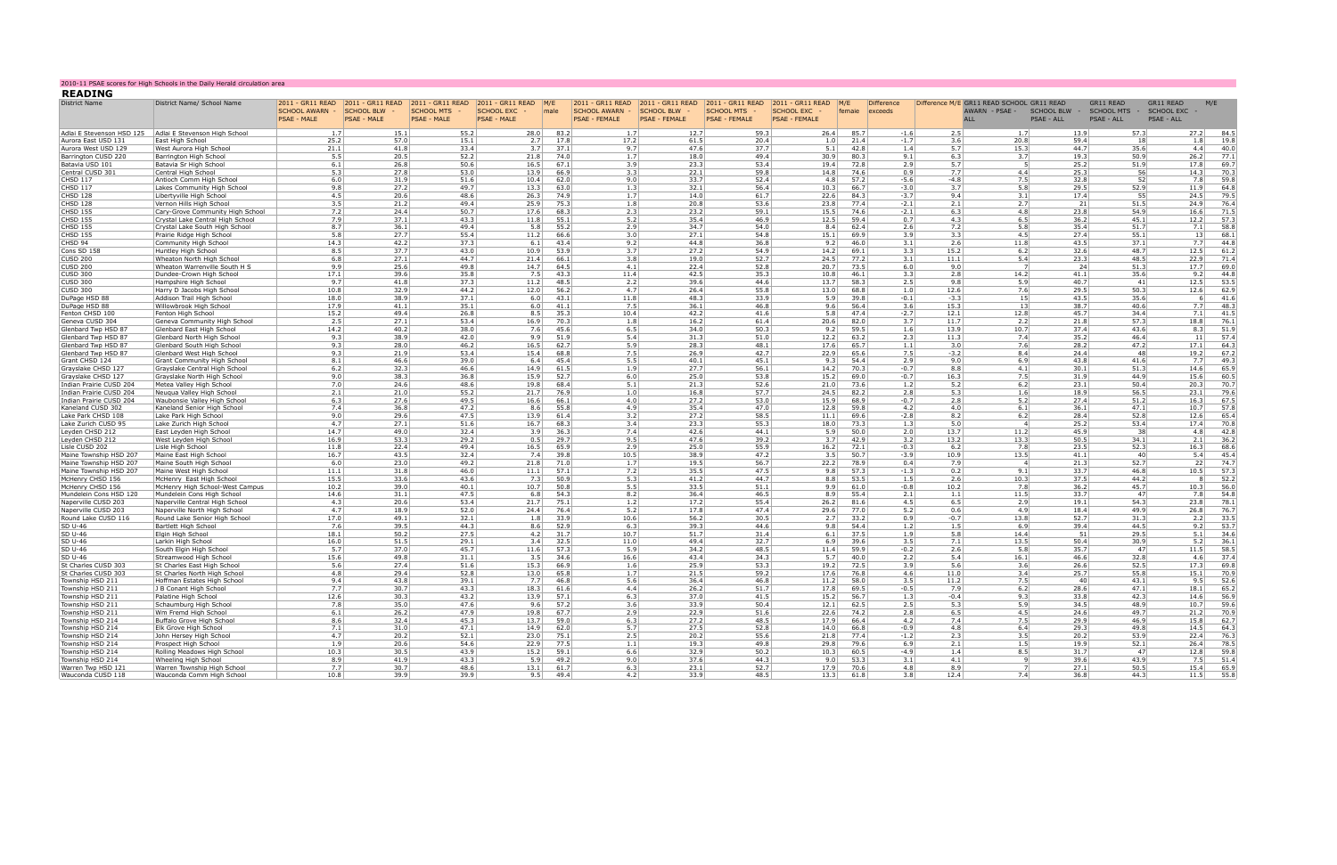2010-11 PSAE scores for High Schools in the Daily Herald circulation area

## READING

| District Name | District Name/ School Name | 2011 - GR11 READ SCHOOL AWARN - PSAE - MALE | 2011 - GR11 READ SCHOOL BLW - PSAE - MALE | 2011 - GR11 READ SCHOOL MTS - PSAE - MALE | 2011 - GR11 READ SCHOOL EXC - PSAE - MALE | M/E male | 2011 - GR11 READ SCHOOL AWARN - PSAE - FEMALE | 2011 - GR11 READ SCHOOL BLW - PSAE - FEMALE | 2011 - GR11 READ SCHOOL MTS - PSAE - FEMALE | 2011 - GR11 READ SCHOOL EXC - PSAE - FEMALE | M/E female | Difference exceeds | Difference M/E | GR11 READ SCHOOL AWARN - PSAE - ALL | GR11 READ SCHOOL BLW - PSAE - ALL | GR11 READ SCHOOL MTS - PSAE - ALL | GR11 READ SCHOOL EXC - PSAE - ALL | M/E |
|---|---|---|---|---|---|---|---|---|---|---|---|---|---|---|---|---|---|---|
| Adlai E Stevenson HSD 125 | Adlai E Stevenson High School | 1.7 | 15.1 | 55.2 | 28.0 | 83.2 | 1.7 | 12.7 | 59.3 | 26.4 | 85.7 | -1.6 | 2.5 | 1.7 | 13.9 | 57.3 | 27.2 | 84.5 |
| Aurora East USD 131 | East High School | 25.2 | 57.0 | 15.1 | 2.7 | 17.8 | 17.2 | 61.5 | 20.4 | 1.0 | 21.4 | -1.7 | 3.6 | 20.8 | 59.4 | 18 | 1.8 | 19.8 |
| Aurora West USD 129 | West Aurora High School | 21.1 | 41.8 | 33.4 | 3.7 | 37.1 | 9.7 | 47.6 | 37.7 | 5.1 | 42.8 | 1.4 | 5.7 | 15.3 | 44.7 | 35.6 | 4.4 | 40.0 |
| Barrington CUSD 220 | Barrington High School | 5.5 | 20.5 | 52.2 | 21.8 | 74.0 | 1.7 | 18.0 | 49.4 | 30.9 | 80.3 | 9.1 | 6.3 | 3.7 | 19.3 | 50.9 | 26.2 | 77.1 |
| Batavia USD 101 | Batavia Sr High School | 6.1 | 26.8 | 50.6 | 16.5 | 67.1 | 3.9 | 23.3 | 53.4 | 19.4 | 72.8 | 2.9 | 5.7 | 5 | 25.2 | 51.9 | 17.8 | 69.7 |
| Central CUSD 301 | Central High School | 5.3 | 27.8 | 53.0 | 13.9 | 66.9 | 3.3 | 22.1 | 59.8 | 14.8 | 74.6 | 0.9 | 7.7 | 4.4 | 25.3 | 56 | 14.3 | 70.3 |
| CHSD 117 | Antioch Comm High School | 6.0 | 31.9 | 51.6 | 10.4 | 62.0 | 9.0 | 33.7 | 52.4 | 4.8 | 57.2 | -5.6 | -4.8 | 7.5 | 32.8 | 52 | 7.8 | 59.8 |
| CHSD 117 | Lakes Community High School | 9.8 | 27.2 | 49.7 | 13.3 | 63.0 | 1.3 | 32.1 | 56.4 | 10.3 | 66.7 | -3.0 | 3.7 | 5.8 | 29.5 | 52.9 | 11.9 | 64.8 |
| CHSD 128 | Libertyville High School | 4.5 | 20.6 | 48.6 | 26.3 | 74.9 | 1.7 | 14.0 | 61.7 | 22.6 | 84.3 | -3.7 | 9.4 | 3.1 | 17.4 | 55 | 24.5 | 79.5 |
| CHSD 128 | Vernon Hills High School | 3.5 | 21.2 | 49.4 | 25.9 | 75.3 | 1.8 | 20.8 | 53.6 | 23.8 | 77.4 | -2.1 | 2.1 | 2.7 | 21 | 51.5 | 24.9 | 76.4 |
| CHSD 155 | Cary-Grove Community High School | 7.2 | 24.4 | 50.7 | 17.6 | 68.3 | 2.3 | 23.2 | 59.1 | 15.5 | 74.6 | -2.1 | 6.3 | 4.8 | 23.8 | 54.9 | 16.6 | 71.5 |
| CHSD 155 | Crystal Lake Central High School | 7.9 | 37.1 | 43.3 | 11.8 | 55.1 | 5.2 | 35.4 | 46.9 | 12.5 | 59.4 | 0.7 | 4.3 | 6.5 | 36.2 | 45.1 | 12.2 | 57.3 |
| CHSD 155 | Crystal Lake South High School | 8.7 | 36.1 | 49.4 | 5.8 | 55.2 | 2.9 | 34.7 | 54.0 | 8.4 | 62.4 | 2.6 | 7.2 | 5.8 | 35.4 | 51.7 | 7.1 | 58.8 |
| CHSD 155 | Prairie Ridge High School | 5.8 | 27.7 | 55.4 | 11.2 | 66.6 | 3.0 | 27.1 | 54.8 | 15.1 | 69.9 | 3.9 | 3.3 | 4.5 | 27.4 | 55.1 | 13 | 68.1 |
| CHSD 94 | Community High School | 14.3 | 42.2 | 37.3 | 6.1 | 43.4 | 9.2 | 44.8 | 36.8 | 9.2 | 46.0 | 3.1 | 2.6 | 11.8 | 43.5 | 37.1 | 7.7 | 44.8 |
| Cons SD 158 | Huntley High School | 8.5 | 37.7 | 43.0 | 10.9 | 53.9 | 3.7 | 27.2 | 54.9 | 14.2 | 69.1 | 3.3 | 15.2 | 6.2 | 32.6 | 48.7 | 12.5 | 61.2 |
| CUSD 200 | Wheaton North High School | 6.8 | 27.1 | 44.7 | 21.4 | 66.1 | 3.8 | 19.0 | 52.7 | 24.5 | 77.2 | 3.1 | 11.1 | 5.4 | 23.3 | 48.5 | 22.9 | 71.4 |
| CUSD 200 | Wheaton Warrenville South H S | 9.9 | 25.6 | 49.8 | 14.7 | 64.5 | 4.1 | 22.4 | 52.8 | 20.7 | 73.5 | 6.0 | 9.0 | 7 | 24 | 51.3 | 17.7 | 69.0 |
| CUSD 300 | Dundee-Crown High School | 17.1 | 39.6 | 35.8 | 7.5 | 43.3 | 11.4 | 42.5 | 35.3 | 10.8 | 46.1 | 3.3 | 2.8 | 14.2 | 41.1 | 35.6 | 9.2 | 44.8 |
| CUSD 300 | Hampshire High School | 9.7 | 41.8 | 37.3 | 11.2 | 48.5 | 2.2 | 39.6 | 44.6 | 13.7 | 58.3 | 2.5 | 9.8 | 5.9 | 40.7 | 41 | 12.5 | 53.5 |
| CUSD 300 | Harry D Jacobs High School | 10.8 | 32.9 | 44.2 | 12.0 | 56.2 | 4.7 | 26.4 | 55.8 | 13.0 | 68.8 | 1.0 | 12.6 | 7.6 | 29.5 | 50.3 | 12.6 | 62.9 |
| DuPage HSD 88 | Addison Trail High School | 18.0 | 38.9 | 37.1 | 6.0 | 43.1 | 11.8 | 48.3 | 33.9 | 5.9 | 39.8 | -0.1 | -3.3 | 15 | 43.5 | 35.6 | 6 | 41.6 |
| DuPage HSD 88 | Willowbrook High School | 17.9 | 41.1 | 35.1 | 6.0 | 41.1 | 7.5 | 36.1 | 46.8 | 9.6 | 56.4 | 3.6 | 15.3 | 13 | 38.7 | 40.6 | 7.7 | 48.3 |
| Fenton CHSD 100 | Fenton High School | 15.2 | 49.4 | 26.8 | 8.5 | 35.3 | 10.4 | 42.2 | 41.6 | 5.8 | 47.4 | -2.7 | 12.1 | 12.8 | 45.7 | 34.4 | 7.1 | 41.5 |
| Geneva CUSD 304 | Geneva Community High School | 2.5 | 27.1 | 53.4 | 16.9 | 70.3 | 1.8 | 16.2 | 61.4 | 20.6 | 82.0 | 3.7 | 11.7 | 2.2 | 21.8 | 57.3 | 18.8 | 76.1 |
| Glenbard Twp HSD 87 | Glenbard East High School | 14.2 | 40.2 | 38.0 | 7.6 | 45.6 | 6.5 | 34.0 | 50.3 | 9.2 | 59.5 | 1.6 | 13.9 | 10.7 | 37.4 | 43.6 | 8.3 | 51.9 |
| Glenbard Twp HSD 87 | Glenbard North High School | 9.3 | 38.9 | 42.0 | 9.9 | 51.9 | 5.4 | 31.3 | 51.0 | 12.2 | 63.2 | 2.3 | 11.3 | 7.4 | 35.2 | 46.4 | 11 | 57.4 |
| Glenbard Twp HSD 87 | Glenbard South High School | 9.3 | 28.0 | 46.2 | 16.5 | 62.7 | 5.9 | 28.3 | 48.1 | 17.6 | 65.7 | 1.1 | 3.0 | 7.6 | 28.2 | 47.2 | 17.1 | 64.3 |
| Glenbard Twp HSD 87 | Glenbard West High School | 9.3 | 21.9 | 53.4 | 15.4 | 68.8 | 7.5 | 26.9 | 42.7 | 22.9 | 65.6 | 7.5 | -3.2 | 8.4 | 24.4 | 48 | 19.2 | 67.2 |
| Grant CHSD 124 | Grant Community High School | 8.1 | 46.6 | 39.0 | 6.4 | 45.4 | 5.5 | 40.1 | 45.1 | 9.3 | 54.4 | 2.9 | 9.0 | 6.9 | 43.8 | 41.6 | 7.7 | 49.3 |
| Grayslake CHSD 127 | Grayslake Central High School | 6.2 | 32.3 | 46.6 | 14.9 | 61.5 | 1.9 | 27.7 | 56.1 | 14.2 | 70.3 | -0.7 | 8.8 | 4.1 | 30.1 | 51.3 | 14.6 | 65.9 |
| Grayslake CHSD 127 | Grayslake North High School | 9.0 | 38.3 | 36.8 | 15.9 | 52.7 | 6.0 | 25.0 | 53.8 | 15.2 | 69.0 | -0.7 | 16.3 | 7.5 | 31.9 | 44.9 | 15.6 | 60.5 |
| Indian Prairie CUSD 204 | Metea Valley High School | 7.0 | 24.6 | 48.6 | 19.8 | 68.4 | 5.1 | 21.7 | 52.6 | 21.0 | 73.6 | 1.2 | 5.2 | 6.2 | 23.1 | 50.4 | 20.3 | 70.7 |
| Indian Prairie CUSD 204 | Neuqua Valley High School | 2.1 | 21.0 | 55.2 | 21.7 | 76.9 | 1.0 | 16.8 | 57.7 | 24.5 | 82.2 | 2.8 | 5.3 | 1.6 | 18.9 | 56.5 | 23.1 | 79.6 |
| Indian Prairie CUSD 204 | Waubonsie Valley High School | 6.3 | 27.6 | 49.5 | 16.6 | 66.1 | 4.0 | 27.2 | 53.0 | 15.9 | 68.9 | -0.7 | 2.8 | 5.2 | 27.4 | 51.2 | 16.3 | 67.5 |
| Kaneland CUSD 302 | Kaneland Senior High School | 7.4 | 36.8 | 47.2 | 8.6 | 55.8 | 4.9 | 35.4 | 47.0 | 12.8 | 59.8 | 4.2 | 4.0 | 6.1 | 36.1 | 47.1 | 10.7 | 57.8 |
| Lake Park CHSD 108 | Lake Park High School | 9.0 | 29.6 | 47.5 | 13.9 | 61.4 | 3.2 | 27.2 | 58.5 | 11.1 | 69.6 | -2.8 | 8.2 | 6.2 | 28.4 | 52.8 | 12.6 | 65.4 |
| Lake Zurich CUSD 95 | Lake Zurich High School | 4.7 | 27.1 | 51.6 | 16.7 | 68.3 | 3.4 | 23.3 | 55.3 | 18.0 | 73.3 | 1.3 | 5.0 | 4 | 25.2 | 53.4 | 17.4 | 70.8 |
| Leyden CHSD 212 | East Leyden High School | 14.7 | 49.0 | 32.4 | 3.9 | 36.3 | 7.4 | 42.6 | 44.1 | 5.9 | 50.0 | 2.0 | 13.7 | 11.2 | 45.9 | 38 | 4.8 | 42.8 |
| Leyden CHSD 212 | West Leyden High School | 16.9 | 53.3 | 29.2 | 0.5 | 29.7 | 9.5 | 47.6 | 39.2 | 3.7 | 42.9 | 3.2 | 13.2 | 13.3 | 50.5 | 34.1 | 2.1 | 36.2 |
| Lisle CUSD 202 | Lisle High School | 11.8 | 22.4 | 49.4 | 16.5 | 65.9 | 2.9 | 25.0 | 55.9 | 16.2 | 72.1 | -0.3 | 6.2 | 7.8 | 23.5 | 52.3 | 16.3 | 68.6 |
| Maine Township HSD 207 | Maine East High School | 16.7 | 43.5 | 32.4 | 7.4 | 39.8 | 10.5 | 38.9 | 47.2 | 3.5 | 50.7 | -3.9 | 10.9 | 13.5 | 41.1 | 40 | 5.4 | 45.4 |
| Maine Township HSD 207 | Maine South High School | 6.0 | 23.0 | 49.2 | 21.8 | 71.0 | 1.7 | 19.5 | 56.7 | 22.2 | 78.9 | 0.4 | 7.9 | 4 | 21.3 | 52.7 | 22 | 74.7 |
| Maine Township HSD 207 | Maine West High School | 11.1 | 31.8 | 46.0 | 11.1 | 57.1 | 7.2 | 35.5 | 47.5 | 9.8 | 57.3 | -1.3 | 0.2 | 9.1 | 33.7 | 46.8 | 10.5 | 57.3 |
| McHenry CHSD 156 | McHenry East High School | 15.5 | 33.6 | 43.6 | 7.3 | 50.9 | 5.3 | 41.2 | 44.7 | 8.8 | 53.5 | 1.5 | 2.6 | 10.3 | 37.5 | 44.2 | 8 | 52.2 |
| McHenry CHSD 156 | McHenry High School-West Campus | 10.2 | 39.0 | 40.1 | 10.7 | 50.8 | 5.5 | 33.5 | 51.1 | 9.9 | 61.0 | -0.8 | 10.2 | 7.8 | 36.2 | 45.7 | 10.3 | 56.0 |
| Mundelein Cons HSD 120 | Mundelein High School | 14.6 | 31.1 | 47.5 | 6.8 | 54.3 | 8.2 | 36.4 | 46.5 | 8.9 | 55.4 | 2.1 | 1.1 | 11.5 | 33.7 | 47 | 7.8 | 54.8 |
| Naperville CUSD 203 | Naperville Central High School | 4.3 | 20.6 | 53.4 | 21.7 | 75.1 | 1.2 | 17.2 | 55.4 | 26.2 | 81.6 | 4.5 | 6.5 | 2.9 | 19.1 | 54.3 | 23.8 | 78.1 |
| Naperville CUSD 203 | Naperville North High School | 4.7 | 18.9 | 52.0 | 24.4 | 76.4 | 5.2 | 17.8 | 47.4 | 29.6 | 77.0 | 5.2 | 0.6 | 4.9 | 18.4 | 49.9 | 26.8 | 76.7 |
| Round Lake CUSD 116 | Round Lake Senior High School | 17.0 | 49.1 | 32.1 | 1.8 | 33.9 | 10.6 | 56.2 | 30.5 | 2.7 | 33.2 | 0.9 | -0.7 | 13.8 | 52.7 | 31.3 | 2.2 | 33.5 |
| SD U-46 | Bartlett High School | 7.6 | 39.5 | 44.3 | 8.6 | 52.9 | 6.3 | 39.3 | 44.6 | 9.8 | 54.4 | 1.2 | 1.5 | 6.9 | 39.4 | 44.5 | 9.2 | 53.7 |
| SD U-46 | Elgin High School | 18.1 | 50.2 | 27.5 | 4.2 | 31.7 | 10.7 | 51.7 | 31.4 | 6.1 | 37.5 | 1.9 | 5.8 | 14.4 | 51 | 29.5 | 5.1 | 34.6 |
| SD U-46 | Larkin High School | 16.0 | 51.5 | 29.1 | 3.4 | 32.5 | 11.0 | 49.4 | 32.7 | 6.9 | 39.6 | 3.5 | 7.1 | 13.5 | 50.4 | 30.9 | 5.2 | 36.1 |
| SD U-46 | South Elgin High School | 5.7 | 37.0 | 45.7 | 11.6 | 57.3 | 5.9 | 34.2 | 48.5 | 11.4 | 59.9 | -0.2 | 2.6 | 5.8 | 35.7 | 47 | 11.5 | 58.5 |
| SD U-46 | Streamwood High School | 15.6 | 49.8 | 31.1 | 3.5 | 34.6 | 16.6 | 43.4 | 34.3 | 5.7 | 40.0 | 2.2 | 5.4 | 16.1 | 46.6 | 32.8 | 4.6 | 37.4 |
| St Charles CUSD 303 | St Charles East High School | 5.6 | 27.4 | 51.6 | 15.3 | 66.9 | 1.6 | 25.9 | 53.3 | 19.2 | 72.5 | 3.9 | 5.6 | 3.6 | 26.6 | 52.5 | 17.3 | 69.8 |
| St Charles CUSD 303 | St Charles North High School | 4.8 | 29.4 | 52.8 | 13.0 | 65.8 | 1.7 | 21.5 | 59.2 | 17.6 | 76.8 | 4.6 | 11.0 | 3.4 | 25.7 | 55.8 | 15.1 | 70.9 |
| Township HSD 211 | Hoffman Estates High School | 9.4 | 43.8 | 39.1 | 7.7 | 46.8 | 5.6 | 36.4 | 46.8 | 11.2 | 58.0 | 3.5 | 11.2 | 7.5 | 40 | 43.1 | 9.5 | 52.6 |
| Township HSD 211 | J B Conant High School | 7.7 | 30.7 | 43.3 | 18.3 | 61.6 | 4.4 | 26.2 | 51.7 | 17.8 | 69.5 | -0.5 | 7.9 | 6.2 | 28.6 | 47.1 | 18.1 | 65.2 |
| Township HSD 211 | Palatine High School | 12.6 | 30.3 | 43.2 | 13.9 | 57.1 | 6.3 | 37.0 | 41.5 | 15.2 | 56.7 | 1.3 | -0.4 | 9.3 | 33.8 | 42.3 | 14.6 | 56.9 |
| Township HSD 211 | Schaumburg High School | 7.8 | 35.0 | 47.6 | 9.6 | 57.2 | 3.6 | 33.9 | 50.4 | 12.1 | 62.5 | 2.5 | 5.3 | 5.9 | 34.5 | 48.9 | 10.7 | 59.6 |
| Township HSD 211 | Wm Fremd High School | 6.1 | 26.2 | 47.9 | 19.8 | 67.7 | 2.9 | 22.9 | 51.6 | 22.6 | 74.2 | 2.8 | 6.5 | 4.5 | 24.6 | 49.7 | 21.2 | 70.9 |
| Township HSD 214 | Buffalo Grove High School | 8.6 | 32.4 | 45.3 | 13.7 | 59.0 | 6.3 | 27.2 | 48.5 | 17.9 | 66.4 | 4.2 | 7.4 | 7.5 | 29.9 | 46.9 | 15.8 | 62.7 |
| Township HSD 214 | Elk Grove High School | 7.1 | 31.0 | 47.1 | 14.9 | 62.0 | 5.7 | 27.5 | 52.8 | 14.0 | 66.8 | -0.9 | 4.8 | 6.4 | 29.3 | 49.8 | 14.5 | 64.3 |
| Township HSD 214 | John Hersey High School | 4.7 | 20.2 | 52.1 | 23.0 | 75.1 | 2.5 | 20.2 | 55.6 | 21.8 | 77.4 | -1.2 | 2.3 | 3.5 | 20.2 | 53.9 | 22.4 | 76.3 |
| Township HSD 214 | Prospect High School | 1.9 | 20.6 | 54.6 | 22.9 | 77.5 | 1.1 | 19.3 | 49.8 | 29.8 | 79.6 | 6.9 | 2.1 | 1.5 | 19.9 | 52.1 | 26.4 | 78.5 |
| Township HSD 214 | Rolling Meadows High School | 10.3 | 30.5 | 43.9 | 15.2 | 59.1 | 6.6 | 32.9 | 50.2 | 10.3 | 60.5 | -4.9 | 1.4 | 8.5 | 31.7 | 47 | 12.8 | 59.8 |
| Township HSD 214 | Wheeling High School | 8.9 | 41.9 | 43.3 | 5.9 | 49.2 | 9.0 | 37.6 | 44.3 | 9.0 | 53.3 | 3.1 | 4.1 | 9 | 39.6 | 43.9 | 7.5 | 51.4 |
| Warren Twp HSD 121 | Warren Township High School | 7.7 | 30.7 | 48.6 | 13.1 | 61.7 | 6.3 | 23.1 | 52.7 | 17.9 | 70.6 | 4.8 | 8.9 | 7 | 27.1 | 50.5 | 15.4 | 65.9 |
| Wauconda CUSD 118 | Wauconda Comm High School | 10.8 | 39.9 | 39.9 | 9.5 | 49.4 | 4.2 | 33.9 | 48.5 | 13.3 | 61.8 | 3.8 | 12.4 | 7.4 | 36.8 | 44.3 | 11.5 | 55.8 |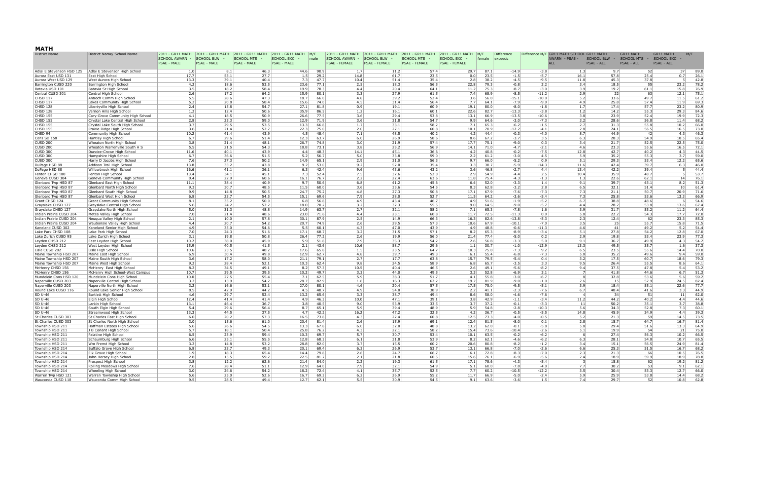# MATH

| District Name | District Name/ School Name | 2011 - GR11 MATH SCHOOL AWARN - PSAE - MALE | 2011 - GR11 MATH SCHOOL BLW - PSAE - MALE | 2011 - GR11 MATH SCHOOL MTS - PSAE - MALE | 2011 - GR11 MATH SCHOOL EXC - PSAE - MALE | M/E male | 2011 - GR11 MATH SCHOOL AWARN - PSAE - FEMALE | 2011 - GR11 MATH SCHOOL BLW - PSAE - FEMALE | 2011 - GR11 MATH SCHOOL MTS - PSAE - FEMALE | 2011 - GR11 MATH SCHOOL EXC - PSAE - FEMALE | M/E female | Difference exceeds | Difference M/E | GR11 MATH SCHOOL AWARN - PSAE - ALL | GR11 MATH SCHOOL BLW - PSAE - ALL | GR11 MATH SCHOOL MTS - PSAE - ALL | GR11 MATH SCHOOL EXC - PSAE - ALL | M/E |
|---|---|---|---|---|---|---|---|---|---|---|---|---|---|---|---|---|---|---|
| Adlai E Stevenson HSD 125 | Adlai E Stevenson High School | 1.0 | 8.1 | 46.3 | 44.6 | 90.9 | 1.7 | 11.2 | 57.4 | 29.7 | 87.1 | -14.9 | -3.8 | 1.3 | 9.7 | 52 | 37 | 89.0 |
| Aurora East USD 131 | East High School | 17.7 | 53.1 | 27.7 | 1.5 | 29.2 | 14.8 | 61.7 | 23.5 | 0.0 | 23.5 | -1.5 | -5.7 | 16.1 | 57.8 | 25.4 | 0.7 | 26.1 |
| Aurora West USD 129 | West Aurora High School | 13.3 | 39.1 | 40.4 | 7.3 | 47.7 | 10.4 | 51.4 | 35.4 | 2.8 | 38.2 | -4.5 | -9.5 | 11.8 | 45.3 | 37.8 | 5 | 42.8 |
| Barrington CUSD 220 | Barrington High School | 4.2 | 18.6 | 53.5 | 23.6 | 77.1 | 2.5 | 18.3 | 56.5 | 22.8 | 79.3 | -0.8 | 2.2 | 3.4 | 18.5 | 55 | 23.2 | 78.2 |
| Batavia USD 101 | Batavia Sr High School | 3.5 | 18.2 | 58.4 | 19.9 | 78.3 | 4.4 | 20.4 | 64.1 | 11.2 | 75.3 | -8.7 | -3.0 | 3.9 | 19.2 | 61.1 | 15.8 | 76.9 |
| Central CUSD 301 | Central High School | 2.6 | 17.2 | 64.2 | 15.9 | 80.1 | 3.3 | 27.9 | 61.5 | 7.4 | 68.9 | -8.5 | -11.2 | 2.9 | 22 | 63 | 12.1 | 75.1 |
| CHSD 117 | Antioch Comm High School | 5.5 | 28.6 | 47.3 | 18.7 | 66.0 | 4.8 | 39.2 | 52.4 | 3.6 | 56.0 | -15.1 | -10.0 | 5.2 | 33.6 | 49.7 | 11.5 | 61.2 |
| CHSD 117 | Lakes Community High School | 5.2 | 20.8 | 58.4 | 15.6 | 74.0 | 4.5 | 31.4 | 56.4 | 7.7 | 64.1 | -7.9 | -9.9 | 4.9 | 25.8 | 57.4 | 11.9 | 69.3 |
| CHSD 128 | Libertyville High School | 2.4 | 15.8 | 54.7 | 27.1 | 81.8 | 0.9 | 19.1 | 60.9 | 19.1 | 80.0 | -8.0 | -1.8 | 1.7 | 17.4 | 57.7 | 23.2 | 80.9 |
| CHSD 128 | Vernon Hills High School | 1.2 | 12.4 | 50.6 | 35.9 | 86.5 | 1.2 | 16.1 | 60.1 | 22.6 | 82.7 | -13.3 | -3.8 | 1.2 | 14.2 | 55.3 | 29.3 | 84.6 |
| CHSD 155 | Cary-Grove Community High School | 4.1 | 18.5 | 50.9 | 26.6 | 77.5 | 3.6 | 29.4 | 53.8 | 13.1 | 66.9 | -13.5 | -10.6 | 3.8 | 23.9 | 52.4 | 19.9 | 72.3 |
| CHSD 155 | Crystal Lake Central High School | 2.8 | 25.3 | 59.0 | 12.9 | 71.9 | 3.6 | 31.8 | 54.7 | 9.9 | 64.6 | -3.0 | -7.3 | 3.2 | 28.6 | 56.8 | 11.4 | 68.2 |
| CHSD 155 | Crystal Lake South High School | 3.7 | 29.5 | 53.5 | 13.3 | 66.8 | 1.7 | 33.1 | 58.2 | 7.1 | 65.3 | -6.2 | -1.5 | 2.7 | 31.3 | 55.8 | 10.2 | 66.0 |
| CHSD 155 | Prairie Ridge High School | 3.6 | 21.4 | 52.7 | 22.3 | 75.0 | 2.0 | 27.1 | 60.8 | 10.1 | 70.9 | -12.2 | -4.1 | 2.8 | 24.1 | 56.5 | 16.5 | 73.0 |
| CHSD 94 | Community High School | 10.2 | 41.4 | 43.9 | 4.5 | 48.4 | 7.1 | 48.5 | 40.2 | 4.2 | 44.4 | -0.3 | -4.0 | 8.7 | 44.9 | 42 | 4.3 | 46.3 |
| Cons SD 158 | Huntley High School | 6.7 | 29.6 | 51.4 | 12.3 | 63.7 | 6.0 | 26.9 | 58.6 | 8.6 | 67.2 | -3.7 | 3.5 | 6.3 | 28.3 | 54.9 | 10.5 | 65.4 |
| CUSD 200 | Wheaton North High School | 3.8 | 21.4 | 48.1 | 26.7 | 74.8 | 3.0 | 21.9 | 57.4 | 17.7 | 75.1 | -9.0 | 0.3 | 3.4 | 21.7 | 52.5 | 22.5 | 75.0 |
| CUSD 200 | Wheaton Warrenville South H S | 5.5 | 21.5 | 54.3 | 18.8 | 73.1 | 3.8 | 25.2 | 56.9 | 14.1 | 71.0 | -4.7 | -2.1 | 4.6 | 23.3 | 55.6 | 16.5 | 72.1 |
| CUSD 300 | Dundee-Crown High School | 11.6 | 40.1 | 43.9 | 4.4 | 48.3 | 14.1 | 45.1 | 36.6 | 4.2 | 40.8 | -0.2 | -7.5 | 12.8 | 42.7 | 40.2 | 4.3 | 44.5 |
| CUSD 300 | Hampshire High School | 6.7 | 36.6 | 51.5 | 5.2 | 56.7 | 5.0 | 33.8 | 59.0 | 2.2 | 61.2 | -3.0 | 4.5 | 5.9 | 35.2 | 55.3 | 3.7 | 59.0 |
| CUSD 300 | Harry D Jacobs High School | 7.6 | 27.3 | 50.2 | 14.9 | 65.1 | 2.9 | 31.0 | 56.3 | 9.7 | 66.0 | -5.2 | 0.9 | 5.1 | 29.3 | 53.4 | 12.2 | 65.6 |
| DuPage HSD 88 | Addison Trail High School | 13.8 | 33.2 | 43.8 | 9.2 | 53.0 | 9.2 | 52.0 | 35.4 | 3.3 | 38.7 | -5.9 | -14.3 | 11.6 | 42.4 | 39.7 | 6.3 | 46.0 |
| DuPage HSD 88 | Willowbrook High School | 16.6 | 41.1 | 36.1 | 6.3 | 42.4 | 9.6 | 43.6 | 43.2 | 3.6 | 46.8 | -2.7 | 4.4 | 13.4 | 42.2 | 39.4 | 5 | 44.4 |
| Fenton CHSD 100 | Fenton High School | 13.4 | 34.1 | 45.1 | 7.3 | 52.4 | 7.5 | 37.6 | 52.0 | 2.9 | 54.9 | -4.4 | 2.5 | 10.4 | 35.9 | 48.7 | 5 | 53.7 |
| Geneva CUSD 304 | Geneva Community High School | 0.4 | 22.9 | 60.6 | 16.1 | 76.7 | 2.2 | 22.4 | 63.6 | 11.8 | 75.4 | -4.3 | -1.3 | 1.3 | 22.6 | 62.1 | 14 | 76.1 |
| Glenbard Twp HSD 87 | Glenbard East High School | 11.1 | 38.4 | 40.9 | 9.7 | 50.6 | 6.8 | 41.2 | 45.6 | 6.4 | 52.0 | -3.3 | 1.4 | 9.1 | 39.7 | 43.1 | 8.2 | 51.3 |
| Glenbard Twp HSD 87 | Glenbard North High School | 9.3 | 30.7 | 48.5 | 11.5 | 60.0 | 3.6 | 33.6 | 54.5 | 8.3 | 62.8 | -3.2 | 2.8 | 6.5 | 32.1 | 51.4 | 10 | 61.4 |
| Glenbard Twp HSD 87 | Glenbard South High School | 9.9 | 14.8 | 50.5 | 24.7 | 75.2 | 4.8 | 27.3 | 50.8 | 17.1 | 67.9 | -7.6 | -7.3 | 7.3 | 21.1 | 50.7 | 20.9 | 71.6 |
| Glenbard Twp HSD 87 | Glenbard West High School | 6.8 | 23.7 | 54.5 | 15.1 | 69.6 | 7.9 | 28.0 | 52.7 | 11.5 | 64.2 | -3.6 | -5.4 | 7.3 | 25.8 | 53.6 | 13.3 | 66.9 |
| Grant CHSD 124 | Grant Community High School | 8.1 | 35.2 | 50.0 | 6.8 | 56.8 | 4.9 | 43.4 | 46.7 | 4.9 | 51.6 | -1.9 | -5.2 | 6.7 | 38.8 | 48.6 | 6 | 54.6 |
| Grayslake CHSD 127 | Grayslake Central High School | 5.6 | 24.2 | 52.2 | 18.0 | 70.2 | 3.2 | 32.3 | 55.5 | 9.0 | 64.5 | -9.0 | -5.7 | 4.4 | 28.2 | 53.8 | 13.6 | 67.4 |
| Grayslake CHSD 127 | Grayslake North High School | 5.0 | 31.3 | 48.8 | 14.9 | 63.7 | 2.7 | 32.1 | 58.2 | 7.1 | 65.3 | -7.8 | 1.6 | 3.9 | 31.7 | 53.2 | 11.2 | 64.4 |
| Indian Prairie CUSD 204 | Metea Valley High School | 7.0 | 21.4 | 48.6 | 23.0 | 71.6 | 4.4 | 23.1 | 60.8 | 11.7 | 72.5 | -11.3 | 0.9 | 5.8 | 22.2 | 54.3 | 17.7 | 72.0 |
| Indian Prairie CUSD 204 | Neuqua Valley High School | 2.1 | 10.0 | 57.8 | 30.1 | 87.9 | 2.5 | 14.9 | 66.3 | 16.3 | 82.6 | -13.8 | -5.3 | 2.3 | 12.4 | 62 | 23.3 | 85.3 |
| Indian Prairie CUSD 204 | Waubonsie Valley High School | 4.4 | 20.7 | 54.2 | 20.7 | 74.9 | 2.6 | 29.5 | 57.3 | 10.6 | 67.9 | -10.1 | -7.0 | 3.5 | 25 | 55.7 | 15.8 | 71.5 |
| Kaneland CUSD 302 | Kaneland Senior High School | 4.9 | 35.0 | 54.6 | 5.5 | 60.1 | 4.3 | 47.0 | 43.9 | 4.9 | 48.8 | -0.6 | -11.3 | 4.6 | 41 | 49.2 | 5.2 | 54.4 |
| Lake Park CHSD 108 | Lake Park High School | 7.0 | 24.3 | 51.6 | 17.1 | 68.7 | 3.2 | 31.5 | 57.1 | 8.2 | 65.3 | -8.9 | -3.4 | 5.1 | 27.8 | 54.2 | 12.8 | 67.0 |
| Lake Zurich CUSD 95 | Lake Zurich High School | 3.1 | 19.8 | 50.8 | 26.4 | 77.2 | 2.6 | 19.9 | 56.0 | 21.4 | 77.4 | -5.0 | 0.2 | 2.9 | 19.8 | 53.4 | 23.9 | 77.3 |
| Leyden CHSD 212 | East Leyden High School | 10.2 | 38.0 | 45.9 | 5.9 | 51.8 | 7.9 | 35.3 | 54.2 | 2.6 | 56.8 | -3.3 | 5.0 | 9.1 | 36.7 | 49.9 | 4.3 | 54.2 |
| Leyden CHSD 212 | West Leyden High School | 15.9 | 40.5 | 41.5 | 2.1 | 43.6 | 10.6 | 58.7 | 29.6 | 1.1 | 30.7 | -1.0 | -12.9 | 13.3 | 49.5 | 35.7 | 1.6 | 37.3 |
| Lisle CUSD 202 | Lisle High School | 10.6 | 23.5 | 48.2 | 17.6 | 65.8 | 1.5 | 23.5 | 64.7 | 10.3 | 75.0 | -7.3 | 9.2 | 6.5 | 23.5 | 55.6 | 14.4 | 70.0 |
| Maine Township HSD 207 | Maine East High School | 6.9 | 30.4 | 49.8 | 12.9 | 62.7 | 4.8 | 39.7 | 49.3 | 6.1 | 55.4 | -6.8 | -7.3 | 5.8 | 35.2 | 49.6 | 9.4 | 59.0 |
| Maine Township HSD 207 | Maine South High School | 3.6 | 17.2 | 58.0 | 21.1 | 79.1 | 2.7 | 17.7 | 63.8 | 15.7 | 79.5 | -5.4 | 0.4 | 3.2 | 17.5 | 60.7 | 18.6 | 79.3 |
| Maine Township HSD 207 | Maine West High School | 9.2 | 28.4 | 52.1 | 10.3 | 62.4 | 9.8 | 24.5 | 58.9 | 6.8 | 65.7 | -3.5 | 3.3 | 9.5 | 26.4 | 55.5 | 8.6 | 64.1 |
| McHenry CHSD 156 | McHenry East High School | 8.2 | 34.5 | 49.1 | 8.2 | 57.3 | 10.5 | 40.4 | 46.5 | 2.6 | 49.1 | -5.6 | -8.2 | 9.4 | 37.5 | 47.8 | 5.4 | 53.2 |
| McHenry CHSD 156 | McHenry High School-West Campus | 10.7 | 39.5 | 39.5 | 10.2 | 49.7 | 3.3 | 44.0 | 49.5 | 3.3 | 52.8 | -6.9 | 3.1 | 7 | 41.8 | 44.6 | 6.7 | 51.3 |
| Mundelein Cons HSD 120 | Mundelein Cons High School | 10.0 | 27.5 | 55.4 | 7.1 | 62.5 | 5.9 | 38.3 | 51.7 | 4.1 | 55.8 | -3.0 | -6.7 | 8 | 32.8 | 53.6 | 5.6 | 59.2 |
| Naperville CUSD 203 | Naperville Central High School | 3.2 | 13.9 | 54.2 | 28.7 | 82.9 | 1.8 | 16.3 | 62.2 | 19.7 | 81.9 | -9.0 | -1.0 | 2.6 | 15 | 57.9 | 24.5 | 82.4 |
| Naperville CUSD 203 | Naperville North High School | 3.2 | 16.6 | 53.1 | 27.0 | 80.1 | 4.6 | 20.4 | 57.5 | 17.5 | 75.0 | -9.5 | -5.1 | 3.9 | 18.4 | 55.1 | 22.6 | 77.7 |
| Round Lake CUSD 116 | Round Lake Senior High School | 8.5 | 42.9 | 44.2 | 4.5 | 48.7 | 4.9 | 54.0 | 38.9 | 2.2 | 41.1 | -2.3 | -7.6 | 6.7 | 48.4 | 41.6 | 3.3 | 44.9 |
| SD U-46 | Bartlett High School | 4.6 | 29.7 | 52.4 | 13.2 | 65.6 | 3.3 | 38.7 | 49.4 | 8.6 | 58.0 | -4.6 | -7.6 | 4 | 34 | 51 | 11 | 62.0 |
| SD U-46 | Elgin High School | 12.4 | 41.4 | 41.4 | 4.9 | 46.3 | 10.0 | 47.1 | 39.1 | 3.8 | 42.9 | -1.1 | -3.4 | 11.2 | 44.2 | 40.2 | 4.4 | 44.6 |
| SD U-46 | Larkin High School | 13.1 | 46.4 | 36.7 | 3.8 | 40.5 | 9.0 | 53.9 | 33.5 | 3.7 | 37.2 | -0.1 | -3.3 | 11 | 50.2 | 35.1 | 3.7 | 38.8 |
| SD U-46 | South Elgin High School | 5.4 | 29.6 | 56.4 | 8.7 | 65.1 | 5.9 | 39.4 | 48.9 | 5.9 | 54.8 | -2.8 | -10.3 | 5.6 | 34.3 | 52.8 | 7.3 | 60.1 |
| SD U-46 | Streamwood High School | 13.3 | 44.5 | 37.5 | 4.7 | 42.2 | 16.2 | 47.2 | 32.5 | 4.2 | 36.7 | -0.5 | -5.5 | 14.8 | 45.9 | 34.9 | 4.4 | 39.3 |
| St Charles CUSD 303 | St Charles East High School | 6.0 | 20.2 | 57.3 | 16.5 | 73.8 | 4.3 | 22.4 | 60.8 | 12.5 | 73.3 | -4.0 | -0.5 | 5.2 | 21.3 | 59 | 14.5 | 73.5 |
| St Charles CUSD 303 | St Charles North High School | 3.0 | 15.6 | 61.0 | 20.4 | 81.4 | 2.6 | 15.9 | 69.1 | 12.4 | 81.5 | -8.0 | 0.1 | 2.8 | 15.7 | 64.7 | 16.7 | 81.4 |
| Township HSD 211 | Hoffman Estates High School | 5.6 | 26.6 | 54.5 | 13.3 | 67.8 | 6.0 | 32.0 | 48.8 | 13.2 | 62.0 | -0.1 | -5.8 | 5.8 | 29.4 | 51.6 | 13.3 | 64.9 |
| Township HSD 211 | J B Conant High School | 5.7 | 18.1 | 50.4 | 25.8 | 76.2 | 4.3 | 22.1 | 58.2 | 15.4 | 73.6 | -10.4 | -2.6 | 5.1 | 19.9 | 54 | 21 | 75.0 |
| Township HSD 211 | Palatine High School | 6.5 | 23.9 | 59.4 | 10.3 | 69.7 | 5.7 | 30.7 | 53.4 | 10.1 | 63.5 | -0.2 | -6.2 | 6 | 27.4 | 56.3 | 10.2 | 66.5 |
| Township HSD 211 | Schaumburg High School | 6.6 | 25.1 | 55.5 | 12.8 | 68.3 | 6.1 | 31.8 | 53.9 | 8.2 | 62.1 | -4.6 | -6.2 | 6.3 | 28.1 | 54.8 | 10.7 | 65.5 |
| Township HSD 211 | Wm Fremd High School | 3.2 | 14.8 | 53.2 | 28.8 | 82.0 | 3.7 | 15.5 | 60.2 | 20.6 | 80.8 | -8.2 | -1.2 | 3.4 | 15.1 | 56.5 | 24.9 | 81.4 |
| Township HSD 214 | Buffalo Grove High School | 6.8 | 23.7 | 49.3 | 20.1 | 69.4 | 6.3 | 26.9 | 53.7 | 13.1 | 66.8 | -7.0 | -2.6 | 6.6 | 25.3 | 51.5 | 16.7 | 68.2 |
| Township HSD 214 | Elk Grove High School | 1.9 | 18.3 | 65.4 | 14.4 | 79.8 | 2.6 | 24.7 | 66.7 | 6.1 | 72.8 | -8.3 | -7.0 | 2.3 | 21.3 | 66 | 10.5 | 76.5 |
| Township HSD 214 | John Hersey High School | 2.8 | 15.5 | 59.2 | 22.5 | 81.7 | 2.1 | 21.8 | 60.5 | 15.6 | 76.1 | -6.9 | -5.6 | 2.4 | 18.9 | 59.9 | 18.9 | 78.8 |
| Township HSD 214 | Prospect High School | 3.8 | 12.2 | 62.6 | 21.4 | 84.0 | 2.2 | 19.3 | 61.5 | 17.1 | 78.6 | -4.3 | -5.4 | 3 | 15.8 | 62 | 19.2 | 81.2 |
| Township HSD 214 | Rolling Meadows High School | 7.6 | 28.4 | 51.1 | 12.9 | 64.0 | 7.9 | 32.1 | 54.9 | 5.1 | 60.0 | -7.8 | -4.0 | 7.7 | 30.2 | 53 | 9.1 | 62.1 |
| Township HSD 214 | Wheeling High School | 3.0 | 24.6 | 54.2 | 18.2 | 72.4 | 4.1 | 35.7 | 52.5 | 7.7 | 60.2 | -10.5 | -12.2 | 3.5 | 30.4 | 53.3 | 12.7 | 66.0 |
| Warren Twp HSD 121 | Warren Township High School | 5.6 | 25.0 | 52.6 | 16.7 | 69.3 | 6.2 | 26.9 | 55.2 | 11.7 | 66.9 | -5.0 | -2.4 | 5.9 | 25.9 | 53.8 | 14.4 | 68.2 |
| Wauconda CUSD 118 | Wauconda Comm High School | 9.5 | 28.5 | 49.4 | 12.7 | 62.1 | 5.5 | 30.9 | 54.5 | 9.1 | 63.6 | -3.6 | 1.5 | 7.4 | 29.7 | 52 | 10.8 | 62.8 |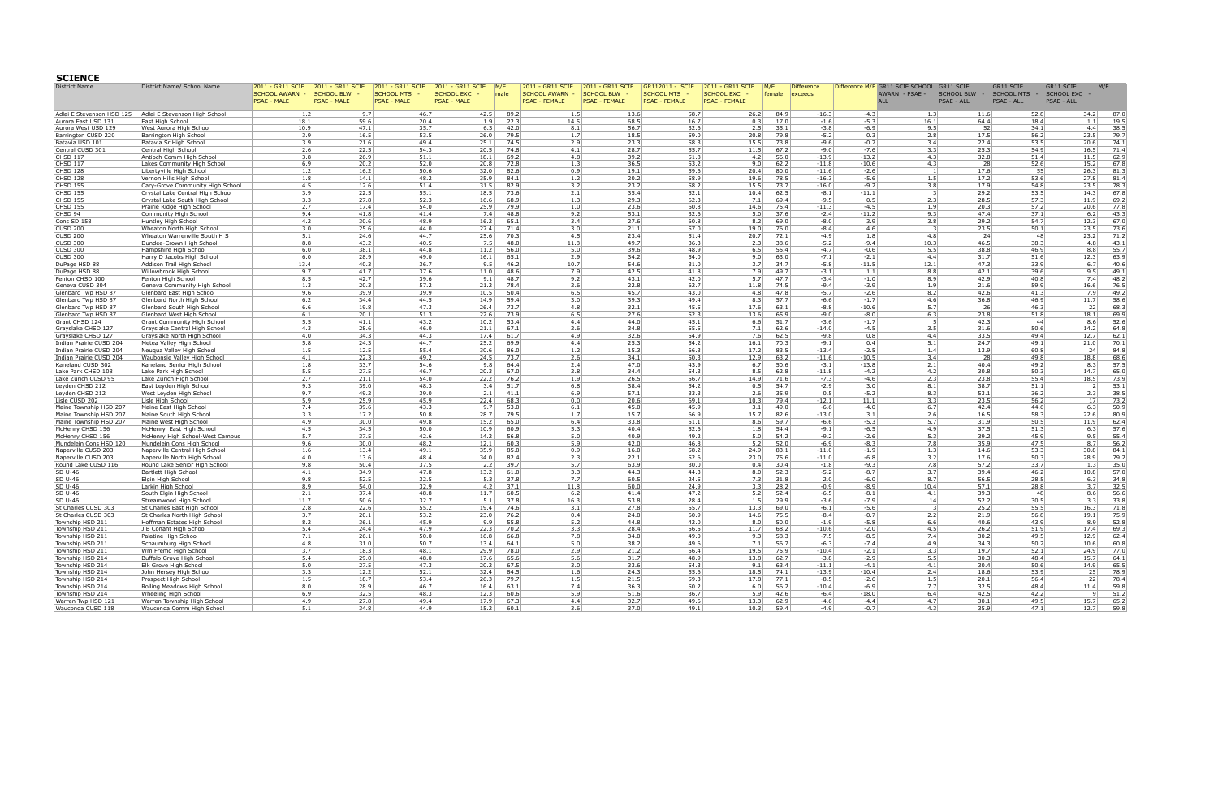## SCIENCE

| District Name | District Name/ School Name | 2011 - GR11 SCIE SCHOOL AWARN - PSAE - MALE | 2011 - GR11 SCIE SCHOOL BLW - PSAE - MALE | 2011 - GR11 SCIE SCHOOL MTS - PSAE - MALE | 2011 - GR11 SCIE SCHOOL EXC - PSAE - MALE | M/E male | 2011 - GR11 SCIE SCHOOL AWARN - PSAE - FEMALE | 2011 - GR11 SCIE SCHOOL BLW - PSAE - FEMALE | GR112011 - SCIE SCHOOL MTS - PSAE - FEMALE | 2011 - GR11 SCIE SCHOOL EXC - PSAE - FEMALE | M/E female | Difference exceeds | Difference M/E | GR11 SCIE SCHOOL AWARN - PSAE - ALL | GR11 SCIE SCHOOL BLW - PSAE - ALL | GR11 SCIE SCHOOL MTS - PSAE - ALL | GR11 SCIE SCHOOL EXC - PSAE - ALL | M/E |
|---|---|---|---|---|---|---|---|---|---|---|---|---|---|---|---|---|---|---|
| Adlai E Stevenson HSD 125 | Adlai E Stevenson High School | 1.2 | 9.7 | 46.7 | 42.5 | 89.2 | 1.5 | 13.6 | 58.7 | 26.2 | 84.9 | -16.3 | -4.3 | 1.3 | 11.6 | 52.8 | 34.2 | 87.0 |
| Aurora East USD 131 | East High School | 18.1 | 59.6 | 20.4 | 1.9 | 22.3 | 14.5 | 68.5 | 16.7 | 0.3 | 17.0 | -1.6 | -5.3 | 16.1 | 64.4 | 18.4 | 1.1 | 19.5 |
| Aurora West USD 129 | West Aurora High School | 10.9 | 47.1 | 35.7 | 6.3 | 42.0 | 8.1 | 56.7 | 32.6 | 2.5 | 35.1 | -3.8 | -6.9 | 9.5 | 52 | 34.1 | 4.4 | 38.5 |
| Barrington CUSD 220 | Barrington High School | 3.9 | 16.5 | 53.5 | 26.0 | 79.5 | 1.7 | 18.5 | 59.0 | 20.8 | 79.8 | -5.2 | 0.3 | 2.8 | 17.5 | 56.2 | 23.5 | 79.7 |
| Batavia USD 101 | Batavia Sr High School | 3.9 | 21.6 | 49.4 | 25.1 | 74.5 | 2.9 | 23.3 | 58.3 | 15.5 | 73.8 | -9.6 | -0.7 | 3.4 | 22.4 | 53.5 | 20.6 | 74.1 |
| Central CUSD 301 | Central High School | 2.6 | 22.5 | 54.3 | 20.5 | 74.8 | 4.1 | 28.7 | 55.7 | 11.5 | 67.2 | -9.0 | -7.6 | 3.3 | 25.3 | 54.9 | 16.5 | 71.4 |
| CHSD 117 | Antioch Comm High School | 3.8 | 26.9 | 51.1 | 18.1 | 69.2 | 4.8 | 39.2 | 51.8 | 4.2 | 56.0 | -13.9 | -13.2 | 4.3 | 32.8 | 51.4 | 11.5 | 62.9 |
| CHSD 117 | Lakes Community High School | 6.9 | 20.2 | 52.0 | 20.8 | 72.8 | 1.3 | 36.5 | 53.2 | 9.0 | 62.2 | -11.8 | -10.6 | 4.3 | 28 | 52.6 | 15.2 | 67.8 |
| CHSD 128 | Libertyville High School | 1.2 | 16.2 | 50.6 | 32.0 | 82.6 | 0.9 | 19.1 | 59.6 | 20.4 | 80.0 | -11.6 | -2.6 | 1 | 17.6 | 55 | 26.3 | 81.3 |
| CHSD 128 | Vernon Hills High School | 1.8 | 14.1 | 48.2 | 35.9 | 84.1 | 1.2 | 20.2 | 58.9 | 19.6 | 78.5 | -16.3 | -5.6 | 1.5 | 17.2 | 53.6 | 27.8 | 81.4 |
| CHSD 155 | Cary-Grove Community High School | 4.5 | 12.6 | 51.4 | 31.5 | 82.9 | 3.2 | 23.2 | 58.2 | 15.5 | 73.7 | -16.0 | -9.2 | 3.8 | 17.9 | 54.8 | 23.5 | 78.3 |
| CHSD 155 | Crystal Lake Central High School | 3.9 | 22.5 | 55.1 | 18.5 | 73.6 | 2.1 | 35.4 | 52.1 | 10.4 | 62.5 | -8.1 | -11.1 | 3 | 29.2 | 53.5 | 14.3 | 67.8 |
| CHSD 155 | Crystal Lake South High School | 3.3 | 27.8 | 52.3 | 16.6 | 68.9 | 1.3 | 29.3 | 62.3 | 7.1 | 69.4 | -9.5 | 0.5 | 2.3 | 28.5 | 57.3 | 11.9 | 69.2 |
| CHSD 155 | Prairie Ridge High School | 2.7 | 17.4 | 54.0 | 25.9 | 79.9 | 1.0 | 23.6 | 60.8 | 14.6 | 75.4 | -11.3 | -4.5 | 1.9 | 20.3 | 57.2 | 20.6 | 77.8 |
| CHSD 94 | Community High School | 9.4 | 41.8 | 41.4 | 7.4 | 48.8 | 9.2 | 53.1 | 32.6 | 5.0 | 37.6 | -2.4 | -11.2 | 9.3 | 47.4 | 37.1 | 6.2 | 43.3 |
| Cons SD 158 | Huntley High School | 4.2 | 30.6 | 48.9 | 16.2 | 65.1 | 3.4 | 27.6 | 60.8 | 8.2 | 69.0 | -8.0 | 3.9 | 3.8 | 29.2 | 54.7 | 12.3 | 67.0 |
| CUSD 200 | Wheaton North High School | 3.0 | 25.6 | 44.0 | 27.4 | 71.4 | 3.0 | 21.1 | 57.0 | 19.0 | 76.0 | -8.4 | 4.6 | 3 | 23.5 | 50.1 | 23.5 | 73.6 |
| CUSD 200 | Wheaton Warrenville South H S | 5.1 | 24.6 | 44.7 | 25.6 | 70.3 | 4.5 | 23.4 | 51.4 | 20.7 | 72.1 | -4.9 | 1.8 | 4.8 | 24 | 48 | 23.2 | 71.2 |
| CUSD 300 | Dundee-Crown High School | 8.8 | 43.2 | 40.5 | 7.5 | 48.0 | 11.8 | 49.7 | 36.3 | 2.3 | 38.6 | -5.2 | -9.4 | 10.3 | 46.5 | 38.3 | 4.8 | 43.1 |
| CUSD 300 | Hampshire High School | 6.0 | 38.1 | 44.8 | 11.2 | 56.0 | 5.0 | 39.6 | 48.9 | 6.5 | 55.4 | -4.7 | -0.6 | 5.5 | 38.8 | 46.9 | 8.8 | 55.7 |
| CUSD 300 | Harry D Jacobs High School | 6.0 | 28.9 | 49.0 | 16.1 | 65.1 | 2.9 | 34.2 | 54.0 | 9.0 | 63.0 | -7.1 | -2.1 | 4.4 | 31.7 | 51.6 | 12.3 | 63.9 |
| DuPage HSD 88 | Addison Trail High School | 13.4 | 40.3 | 36.7 | 9.5 | 46.2 | 10.7 | 54.6 | 31.0 | 3.7 | 34.7 | -5.8 | -11.5 | 12.1 | 47.3 | 33.9 | 6.7 | 40.6 |
| DuPage HSD 88 | Willowbrook High School | 9.7 | 41.7 | 37.6 | 11.0 | 48.6 | 7.9 | 42.5 | 41.8 | 7.9 | 49.7 | -3.1 | 1.1 | 8.8 | 42.1 | 39.6 | 9.5 | 49.1 |
| Fenton CHSD 100 | Fenton High School | 8.5 | 42.7 | 39.6 | 9.1 | 48.7 | 9.2 | 43.1 | 42.0 | 5.7 | 47.7 | -3.4 | -1.0 | 8.9 | 42.9 | 40.8 | 7.4 | 48.2 |
| Geneva CUSD 304 | Geneva Community High School | 1.3 | 20.3 | 57.2 | 21.2 | 78.4 | 2.6 | 22.8 | 62.7 | 11.8 | 74.5 | -9.4 | -3.9 | 1.9 | 21.6 | 59.9 | 16.6 | 76.5 |
| Glenbard Twp HSD 87 | Glenbard East High School | 9.6 | 39.9 | 39.9 | 10.5 | 50.4 | 6.5 | 45.7 | 43.0 | 4.8 | 47.8 | -5.7 | -2.6 | 8.2 | 42.6 | 41.3 | 7.9 | 49.2 |
| Glenbard Twp HSD 87 | Glenbard North High School | 6.2 | 34.4 | 44.5 | 14.9 | 59.4 | 3.0 | 39.3 | 49.4 | 8.3 | 57.7 | -6.6 | -1.7 | 4.6 | 36.8 | 46.9 | 11.7 | 58.6 |
| Glenbard Twp HSD 87 | Glenbard South High School | 6.6 | 19.8 | 47.3 | 26.4 | 73.7 | 4.8 | 32.1 | 45.5 | 17.6 | 63.1 | -8.8 | -10.6 | 5.7 | 26 | 46.3 | 22 | 68.3 |
| Glenbard Twp HSD 87 | Glenbard West High School | 6.1 | 20.1 | 51.3 | 22.6 | 73.9 | 6.5 | 27.6 | 52.3 | 13.6 | 65.9 | -9.0 | -8.0 | 6.3 | 23.8 | 51.8 | 18.1 | 69.9 |
| Grant CHSD 124 | Grant Community High School | 5.5 | 41.1 | 43.2 | 10.2 | 53.4 | 4.4 | 44.0 | 45.1 | 6.6 | 51.7 | -3.6 | -1.7 | 5 | 42.3 | 44 | 8.6 | 52.6 |
| Grayslake CHSD 127 | Grayslake Central High School | 4.3 | 28.6 | 46.0 | 21.1 | 67.1 | 2.6 | 34.8 | 55.5 | 7.1 | 62.6 | -14.0 | -4.5 | 3.5 | 31.6 | 50.6 | 14.2 | 64.8 |
| Grayslake CHSD 127 | Grayslake North High School | 4.0 | 34.3 | 44.3 | 17.4 | 61.7 | 4.9 | 32.6 | 54.9 | 7.6 | 62.5 | -9.8 | 0.8 | 4.4 | 33.5 | 49.4 | 12.7 | 62.1 |
| Indian Prairie CUSD 204 | Metea Valley High School | 5.8 | 24.3 | 44.7 | 25.2 | 69.9 | 4.4 | 25.3 | 54.2 | 16.1 | 70.3 | -9.1 | 0.4 | 5.1 | 24.7 | 49.1 | 21.0 | 70.1 |
| Indian Prairie CUSD 204 | Neuqua Valley High School | 1.5 | 12.5 | 55.4 | 30.6 | 86.0 | 1.2 | 15.3 | 66.3 | 17.2 | 83.5 | -13.4 | -2.5 | 1.4 | 13.9 | 60.8 | 24 | 84.8 |
| Indian Prairie CUSD 204 | Waubonsie Valley High School | 4.1 | 22.3 | 49.2 | 24.5 | 73.7 | 2.6 | 34.1 | 50.3 | 12.9 | 63.2 | -11.6 | -10.5 | 3.4 | 28 | 49.8 | 18.8 | 68.6 |
| Kaneland CUSD 302 | Kaneland Senior High School | 1.8 | 33.7 | 54.6 | 9.8 | 64.4 | 2.4 | 47.0 | 43.9 | 6.7 | 50.6 | -3.1 | -13.8 | 2.1 | 40.4 | 49.2 | 8.3 | 57.5 |
| Lake Park CHSD 108 | Lake Park High School | 5.5 | 27.5 | 46.7 | 20.3 | 67.0 | 2.8 | 34.4 | 54.3 | 8.5 | 62.8 | -11.8 | -4.2 | 4.2 | 30.8 | 50.3 | 14.7 | 65.0 |
| Lake Zurich CUSD 95 | Lake Zurich High School | 2.7 | 21.1 | 54.0 | 22.2 | 76.2 | 1.9 | 26.5 | 56.7 | 14.9 | 71.6 | -7.3 | -4.6 | 2.3 | 23.8 | 55.4 | 18.5 | 73.9 |
| Leyden CHSD 212 | East Leyden High School | 9.3 | 39.0 | 48.3 | 3.4 | 51.7 | 6.8 | 38.4 | 54.2 | 0.5 | 54.7 | -2.9 | 3.0 | 8.1 | 38.7 | 51.1 | 2 | 53.1 |
| Leyden CHSD 212 | West Leyden High School | 9.7 | 49.2 | 39.0 | 2.1 | 41.1 | 6.9 | 57.1 | 33.3 | 2.6 | 35.9 | 0.5 | -5.2 | 8.3 | 53.1 | 36.2 | 2.3 | 38.5 |
| Lisle CUSD 202 | Lisle High School | 5.9 | 25.9 | 45.9 | 22.4 | 68.3 | 0.0 | 20.6 | 69.1 | 10.3 | 79.4 | -12.1 | 11.1 | 3.3 | 23.5 | 56.2 | 17 | 73.2 |
| Maine Township HSD 207 | Maine East High School | 7.4 | 39.6 | 43.3 | 9.7 | 53.0 | 6.1 | 45.0 | 45.9 | 3.1 | 49.0 | -6.6 | -4.0 | 6.7 | 42.4 | 44.6 | 6.3 | 50.9 |
| Maine Township HSD 207 | Maine South High School | 3.3 | 17.2 | 50.8 | 28.7 | 79.5 | 1.7 | 15.7 | 66.9 | 15.7 | 82.6 | -13.0 | 3.1 | 2.6 | 16.5 | 58.3 | 22.6 | 80.9 |
| Maine Township HSD 207 | Maine West High School | 4.9 | 30.0 | 49.8 | 15.2 | 65.0 | 6.4 | 33.8 | 51.1 | 8.6 | 59.7 | -6.6 | -5.3 | 5.7 | 31.9 | 50.5 | 11.9 | 62.4 |
| McHenry CHSD 156 | McHenry East High School | 4.5 | 34.5 | 50.0 | 10.9 | 60.9 | 5.3 | 40.4 | 52.6 | 1.8 | 54.4 | -9.1 | -6.5 | 4.9 | 37.5 | 51.3 | 6.3 | 57.6 |
| McHenry CHSD 156 | McHenry High School-West Campus | 5.7 | 37.5 | 42.6 | 14.2 | 56.8 | 5.0 | 40.9 | 49.2 | 5.0 | 54.2 | -9.2 | -2.6 | 5.3 | 39.2 | 45.9 | 9.5 | 55.4 |
| Mundelein Cons HSD 120 | Mundelein Cons High School | 9.6 | 30.0 | 48.2 | 12.1 | 60.3 | 5.9 | 42.0 | 46.8 | 5.2 | 52.0 | -6.9 | -8.3 | 7.8 | 35.9 | 47.5 | 8.7 | 56.2 |
| Naperville CUSD 203 | Naperville Central High School | 1.6 | 13.4 | 49.1 | 35.9 | 85.0 | 0.9 | 16.0 | 58.2 | 24.9 | 83.1 | -11.0 | -1.9 | 1.3 | 14.6 | 53.3 | 30.8 | 84.1 |
| Naperville CUSD 203 | Naperville North High School | 4.0 | 13.6 | 48.4 | 34.0 | 82.4 | 2.3 | 22.1 | 52.6 | 23.0 | 75.6 | -11.0 | -6.8 | 3.2 | 17.6 | 50.3 | 28.9 | 79.2 |
| Round Lake CUSD 116 | Round Lake Senior High School | 9.8 | 50.4 | 37.5 | 2.2 | 39.7 | 5.7 | 63.9 | 30.0 | 0.4 | 30.4 | -1.8 | -9.3 | 7.8 | 57.2 | 33.7 | 1.3 | 35.0 |
| SD U-46 | Bartlett High School | 4.1 | 34.9 | 47.8 | 13.2 | 61.0 | 3.3 | 44.3 | 44.3 | 8.0 | 52.3 | -5.2 | -8.7 | 3.7 | 39.4 | 46.2 | 10.8 | 57.0 |
| SD U-46 | Elgin High School | 9.8 | 52.5 | 32.5 | 5.3 | 37.8 | 7.7 | 60.5 | 24.5 | 7.3 | 31.8 | 2.0 | -6.0 | 8.7 | 56.5 | 28.5 | 6.3 | 34.8 |
| SD U-46 | Larkin High School | 8.9 | 54.0 | 32.9 | 4.2 | 37.1 | 11.8 | 60.0 | 24.9 | 3.3 | 28.2 | -0.9 | -8.9 | 10.4 | 57.1 | 28.8 | 3.7 | 32.5 |
| SD U-46 | South Elgin High School | 2.1 | 37.4 | 48.8 | 11.7 | 60.5 | 6.2 | 41.4 | 47.2 | 5.2 | 52.4 | -6.5 | -8.1 | 4.1 | 39.3 | 48 | 8.6 | 56.6 |
| SD U-46 | Streamwood High School | 11.7 | 50.6 | 32.7 | 5.1 | 37.8 | 16.3 | 53.8 | 28.4 | 1.5 | 29.9 | -3.6 | -7.9 | 14 | 52.2 | 30.5 | 3.3 | 33.8 |
| St Charles CUSD 303 | St Charles East High School | 2.8 | 22.6 | 55.2 | 19.4 | 74.6 | 3.1 | 27.8 | 55.7 | 13.3 | 69.0 | -6.1 | -5.6 | 3 | 25.2 | 55.5 | 16.3 | 71.8 |
| St Charles CUSD 303 | St Charles North High School | 3.7 | 20.1 | 53.2 | 23.0 | 76.2 | 0.4 | 24.0 | 60.9 | 14.6 | 75.5 | -8.4 | -0.7 | 2.2 | 21.9 | 56.8 | 19.1 | 75.9 |
| Township HSD 211 | Hoffman Estates High School | 8.2 | 36.1 | 45.9 | 9.9 | 55.8 | 5.2 | 44.8 | 42.0 | 8.0 | 50.0 | -1.9 | -5.8 | 6.6 | 40.6 | 43.9 | 8.9 | 52.8 |
| Township HSD 211 | J B Conant High School | 5.4 | 24.4 | 47.9 | 22.3 | 70.2 | 3.3 | 28.4 | 56.5 | 11.7 | 68.2 | -10.6 | -2.0 | 4.5 | 26.2 | 51.9 | 17.4 | 69.3 |
| Township HSD 211 | Palatine High School | 7.1 | 26.1 | 50.0 | 16.8 | 66.8 | 7.8 | 34.0 | 49.0 | 9.3 | 58.3 | -7.5 | -8.5 | 7.4 | 30.2 | 49.5 | 12.9 | 62.4 |
| Township HSD 211 | Schaumburg High School | 4.8 | 31.0 | 50.7 | 13.4 | 64.1 | 5.0 | 38.2 | 49.6 | 7.1 | 56.7 | -6.3 | -7.4 | 4.9 | 34.3 | 50.2 | 10.6 | 60.8 |
| Township HSD 211 | Wm Fremd High School | 3.7 | 18.3 | 48.1 | 29.9 | 78.0 | 2.9 | 21.2 | 56.4 | 19.5 | 75.9 | -10.4 | -2.1 | 3.3 | 19.7 | 52.1 | 24.9 | 77.0 |
| Township HSD 214 | Buffalo Grove High School | 5.4 | 29.0 | 48.0 | 17.6 | 65.6 | 5.6 | 31.7 | 48.9 | 13.8 | 62.7 | -3.8 | -2.9 | 5.5 | 30.3 | 48.4 | 15.7 | 64.1 |
| Township HSD 214 | Elk Grove High School | 5.0 | 27.5 | 47.3 | 20.2 | 67.5 | 3.0 | 33.6 | 54.3 | 9.1 | 63.4 | -11.1 | -4.1 | 4.1 | 30.4 | 50.6 | 14.9 | 65.5 |
| Township HSD 214 | John Hersey High School | 3.3 | 12.2 | 52.1 | 32.4 | 84.5 | 1.6 | 24.3 | 55.6 | 18.5 | 74.1 | -13.9 | -10.4 | 2.4 | 18.6 | 53.9 | 25 | 78.9 |
| Township HSD 214 | Prospect High School | 1.5 | 18.7 | 53.4 | 26.3 | 79.7 | 1.5 | 21.5 | 59.3 | 17.8 | 77.1 | -8.5 | -2.6 | 1.5 | 20.1 | 56.4 | 22 | 78.4 |
| Township HSD 214 | Rolling Meadows High School | 8.0 | 28.9 | 46.7 | 16.4 | 63.1 | 7.4 | 36.3 | 50.2 | 6.0 | 56.2 | -10.4 | -6.9 | 7.7 | 32.5 | 48.4 | 11.4 | 59.8 |
| Township HSD 214 | Wheeling High School | 6.9 | 32.5 | 48.3 | 12.3 | 60.6 | 5.9 | 51.6 | 36.7 | 5.9 | 42.6 | -6.4 | -18.0 | 6.4 | 42.5 | 42.2 | 9 | 51.2 |
| Warren Twp HSD 121 | Warren Township High School | 4.9 | 27.8 | 49.4 | 17.9 | 67.3 | 4.4 | 32.7 | 49.6 | 13.3 | 62.9 | -4.6 | -4.4 | 4.7 | 30.1 | 49.5 | 15.7 | 65.2 |
| Wauconda CUSD 118 | Wauconda Comm High School | 5.1 | 34.8 | 44.9 | 15.2 | 60.1 | 3.6 | 37.0 | 49.1 | 10.3 | 59.4 | -4.9 | -0.7 | 4.3 | 35.9 | 47.1 | 12.7 | 59.8 |